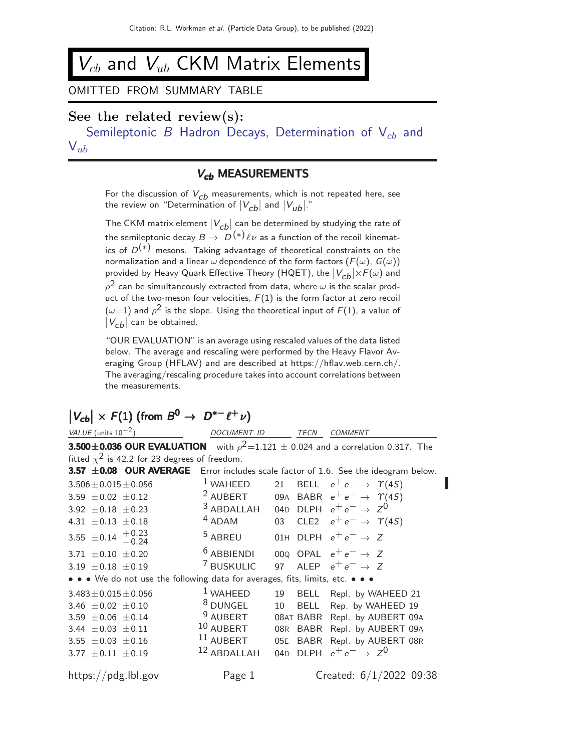# $V_{cb}$ and $V_{ub}$ CKM Matrix Elements

OMITTED FROM SUMMARY TABLE

## See the related review(s):

Semileptonic $B$ Hadron Decays, Determination of $V_{cb}$ and $V_{ub}$

## $V_{cb}$ MEASUREMENTS

For the discussion of $V_{cb}$ measurements, which is not repeated here, see the review on "Determination of $|V_{cb}|$ and $|V_{ub}|$."

The CKM matrix element $|V_{cb}|$ can be determined by studying the rate of the semileptonic decay $B \to D^{(*)}\ell\nu$ as a function of the recoil kinematics of $D^{(*)}$ mesons. Taking advantage of theoretical constraints on the normalization and a linear $\omega$ dependence of the form factors ($F(\omega)$, $G(\omega)$) provided by Heavy Quark Effective Theory (HQET), the $|V_{cb}| \times F(\omega)$ and $\rho^2$ can be simultaneously extracted from data, where $\omega$ is the scalar product of the two-meson four velocities, $F(1)$ is the form factor at zero recoil ($\omega$=1) and $\rho^2$ is the slope. Using the theoretical input of $F(1)$, a value of $|V_{cb}|$ can be obtained.

"OUR EVALUATION" is an average using rescaled values of the data listed below. The average and rescaling were performed by the Heavy Flavor Averaging Group (HFLAV) and are described at https://hflav.web.cern.ch/. The averaging/rescaling procedure takes into account correlations between the measurements.

### $|V_{cb}| \times F(1)$ (from $B^0 \to D^{*-}\ell^+\nu$)

| VALUE (units $10^{-2}$) | DOCUMENT ID | | TECN | COMMENT |
|---|---|---|---|---|
| **3.500±0.036 OUR EVALUATION** with $\rho^2$=1.121 ± 0.024 and a correlation 0.317. The fitted $\chi^2$ is 42.2 for 23 degrees of freedom. | | | | |
| **3.57 ±0.08 OUR AVERAGE** Error includes scale factor of 1.6. See the ideogram below. | | | | |
| 3.506±0.015±0.056 | [1] WAHEED | 21 | BELL | $e^+e^- \to \Upsilon(4S)$ |
| 3.59 ±0.02 ±0.12 | [2] AUBERT | 09A | BABR | $e^+e^- \to \Upsilon(4S)$ |
| 3.92 ±0.18 ±0.23 | [3] ABDALLAH | 04D | DLPH | $e^+e^- \to Z^0$ |
| 4.31 ±0.13 ±0.18 | [4] ADAM | 03 | CLE2 | $e^+e^- \to \Upsilon(4S)$ |
| 3.55 ±0.14 $^{+0.23}_{-0.24}$ | [5] ABREU | 01H | DLPH | $e^+e^- \to Z$ |
| 3.71 ±0.10 ±0.20 | [6] ABBIENDI | 00Q | OPAL | $e^+e^- \to Z$ |
| 3.19 ±0.18 ±0.19 | [7] BUSKULIC | 97 | ALEP | $e^+e^- \to Z$ |
| • • • We do not use the following data for averages, fits, limits, etc. • • • | | | | |
| 3.483±0.015±0.056 | [1] WAHEED | 19 | BELL | Repl. by WAHEED 21 |
| 3.46 ±0.02 ±0.10 | [8] DUNGEL | 10 | BELL | Rep. by WAHEED 19 |
| 3.59 ±0.06 ±0.14 | [9] AUBERT | 08AT | BABR | Repl. by AUBERT 09A |
| 3.44 ±0.03 ±0.11 | [10] AUBERT | 08R | BABR | Repl. by AUBERT 09A |
| 3.55 ±0.03 ±0.16 | [11] AUBERT | 05E | BABR | Repl. by AUBERT 08R |
| 3.77 ±0.11 ±0.19 | [12] ABDALLAH | 04D | DLPH | $e^+e^- \to Z^0$ |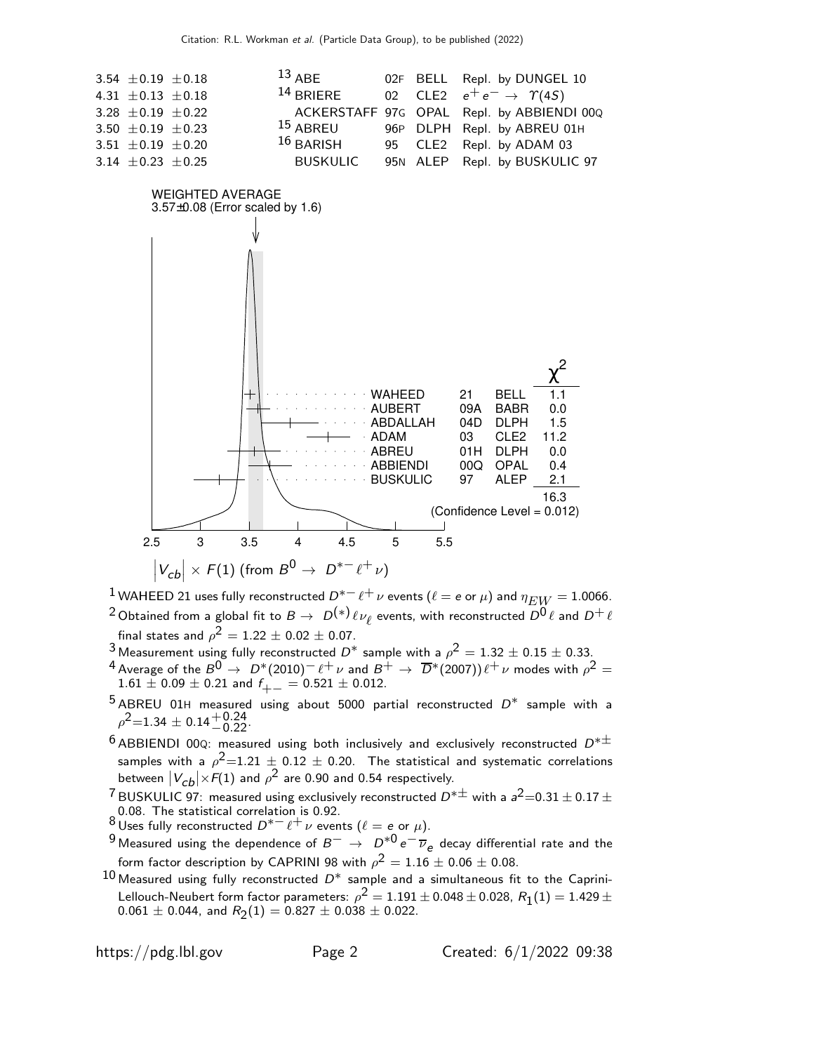| | | | | |
|---|---|---|---|---|
| 3.54 ±0.19 ±0.18 | [13] ABE | 02F | BELL | Repl. by DUNGEL 10 |
| 4.31 ±0.13 ±0.18 | [14] BRIERE | 02 | CLE2 | $e^+ e^- \rightarrow \Upsilon(4S)$ |
| 3.28 ±0.19 ±0.22 | ACKERSTAFF | 97G | OPAL | Repl. by ABBIENDI 00Q |
| 3.50 ±0.19 ±0.23 | [15] ABREU | 96P | DLPH | Repl. by ABREU 01H |
| 3.51 ±0.19 ±0.20 | [16] BARISH | 95 | CLE2 | Repl. by ADAM 03 |
| 3.14 ±0.23 ±0.25 | BUSKULIC | 95N | ALEP | Repl. by BUSKULIC 97 |

WEIGHTED AVERAGE
3.57±0.08 (Error scaled by 1.6)

| | | | $\chi^2$ |
|---|---|---|---|
| WAHEED | 21 | BELL | 1.1 |
| AUBERT | 09A | BABR | 0.0 |
| ABDALLAH | 04D | DLPH | 1.5 |
| ADAM | 03 | CLE2 | 11.2 |
| ABREU | 01H | DLPH | 0.0 |
| ABBIENDI | 00Q | OPAL | 0.4 |
| BUSKULIC | 97 | ALEP | 2.1 |
| | | | 16.3 |

(Confidence Level = 0.012)

$\left|V_{cb}\right| \times F(1)$ (from $B^0 \rightarrow D^{*-} \ell^+ \nu$)

[1] WAHEED 21 uses fully reconstructed $D^{*-} \ell^+ \nu$ events ($\ell = e$ or $\mu$) and $\eta_{EW} = 1.0066$.

[2] Obtained from a global fit to $B \rightarrow D^{(*)} \ell \nu_\ell$ events, with reconstructed $D^0 \ell$ and $D^+ \ell$ final states and $\rho^2 = 1.22 \pm 0.02 \pm 0.07$.

[3] Measurement using fully reconstructed $D^*$ sample with a $\rho^2 = 1.32 \pm 0.15 \pm 0.33$.

[4] Average of the $B^0 \rightarrow D^*(2010)^- \ell^+ \nu$ and $B^+ \rightarrow \overline{D}^*(2007)) \ell^+ \nu$ modes with $\rho^2 = 1.61 \pm 0.09 \pm 0.21$ and $f_{+-} = 0.521 \pm 0.012$.

[5] ABREU 01H measured using about 5000 partial reconstructed $D^*$ sample with a $\rho^2 = 1.34 \pm 0.14^{+0.24}_{-0.22}$.

[6] ABBIENDI 00Q: measured using both inclusively and exclusively reconstructed $D^{*\pm}$ samples with a $\rho^2 = 1.21 \pm 0.12 \pm 0.20$. The statistical and systematic correlations between $|V_{cb}| \times F(1)$ and $\rho^2$ are 0.90 and 0.54 respectively.

[7] BUSKULIC 97: measured using exclusively reconstructed $D^{*\pm}$ with a $a^2 = 0.31 \pm 0.17 \pm 0.08$. The statistical correlation is 0.92.

[8] Uses fully reconstructed $D^{*-} \ell^+ \nu$ events ($\ell = e$ or $\mu$).

[9] Measured using the dependence of $B^- \rightarrow D^{*0} e^- \overline{\nu}_e$ decay differential rate and the form factor description by CAPRINI 98 with $\rho^2 = 1.16 \pm 0.06 \pm 0.08$.

[10] Measured using fully reconstructed $D^*$ sample and a simultaneous fit to the Caprini-Lellouch-Neubert form factor parameters: $\rho^2 = 1.191 \pm 0.048 \pm 0.028$, $R_1(1) = 1.429 \pm 0.061 \pm 0.044$, and $R_2(1) = 0.827 \pm 0.038 \pm 0.022$.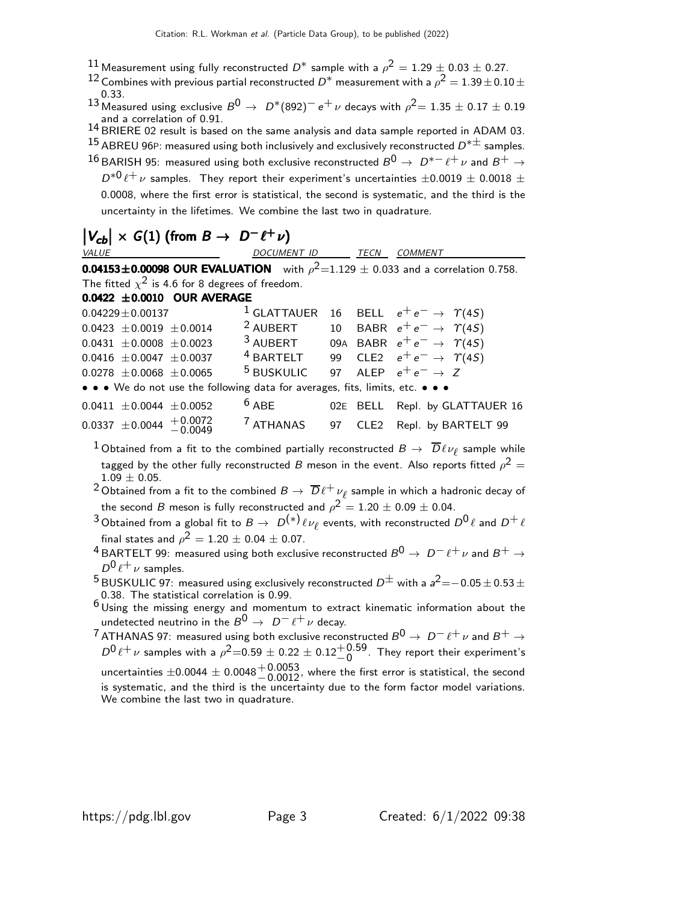[11] Measurement using fully reconstructed $D^*$ sample with a $\rho^2 = 1.29 \pm 0.03 \pm 0.27$.

[12] Combines with previous partial reconstructed $D^*$ measurement with a $\rho^2 = 1.39 \pm 0.10 \pm 0.33$.

[13] Measured using exclusive $B^0 \to D^*(892)^- e^+ \nu$ decays with $\rho^2 = 1.35 \pm 0.17 \pm 0.19$ and a correlation of 0.91.

[14] BRIERE 02 result is based on the same analysis and data sample reported in ADAM 03.

[15] ABREU 96P: measured using both inclusively and exclusively reconstructed $D^{*\pm}$ samples.

[16] BARISH 95: measured using both exclusive reconstructed $B^0 \to D^{*-} \ell^+ \nu$ and $B^+ \to D^{*0} \ell^+ \nu$ samples. They report their experiment's uncertainties $\pm 0.0019 \pm 0.0018 \pm 0.0008$, where the first error is statistical, the second is systematic, and the third is the uncertainty in the lifetimes. We combine the last two in quadrature.

## $|V_{cb}| \times G(1)$ (from $B \to D^- \ell^+ \nu$)

| VALUE | DOCUMENT ID | | TECN | COMMENT |
|---|---|---|---|---|
| **0.04153±0.00098 OUR EVALUATION** with $\rho^2$=1.129 ± 0.033 and a correlation 0.758. The fitted $\chi^2$ is 4.6 for 8 degrees of freedom. | | | | |
| **0.0422 ±0.0010 OUR AVERAGE** | | | | |
| $0.04229 \pm 0.00137$ | [1] GLATTAUER | 16 | BELL | $e^+ e^- \to \Upsilon(4S)$ |
| $0.0423 \pm 0.0019 \pm 0.0014$ | [2] AUBERT | 10 | BABR | $e^+ e^- \to \Upsilon(4S)$ |
| $0.0431 \pm 0.0008 \pm 0.0023$ | [3] AUBERT | 09A | BABR | $e^+ e^- \to \Upsilon(4S)$ |
| $0.0416 \pm 0.0047 \pm 0.0037$ | [4] BARTELT | 99 | CLE2 | $e^+ e^- \to \Upsilon(4S)$ |
| $0.0278 \pm 0.0068 \pm 0.0065$ | [5] BUSKULIC | 97 | ALEP | $e^+ e^- \to Z$ |
| • • • We do not use the following data for averages, fits, limits, etc. • • • | | | | |
| $0.0411 \pm 0.0044 \pm 0.0052$ | [6] ABE | 02E | BELL | Repl. by GLATTAUER 16 |
| $0.0337 \pm 0.0044 \, ^{+0.0072}_{-0.0049}$ | [7] ATHANAS | 97 | CLE2 | Repl. by BARTELT 99 |

[1] Obtained from a fit to the combined partially reconstructed $B \to \overline{D} \ell \nu_\ell$ sample while tagged by the other fully reconstructed $B$ meson in the event. Also reports fitted $\rho^2 = 1.09 \pm 0.05$.

[2] Obtained from a fit to the combined $B \to \overline{D} \ell^+ \nu_\ell$ sample in which a hadronic decay of the second $B$ meson is fully reconstructed and $\rho^2 = 1.20 \pm 0.09 \pm 0.04$.

[3] Obtained from a global fit to $B \to D^{(*)} \ell \nu_\ell$ events, with reconstructed $D^0 \ell$ and $D^+ \ell$ final states and $\rho^2 = 1.20 \pm 0.04 \pm 0.07$.

[4] BARTELT 99: measured using both exclusive reconstructed $B^0 \to D^- \ell^+ \nu$ and $B^+ \to D^0 \ell^+ \nu$ samples.

[5] BUSKULIC 97: measured using exclusively reconstructed $D^\pm$ with a $a^2 = -0.05 \pm 0.53 \pm 0.38$. The statistical correlation is 0.99.

[6] Using the missing energy and momentum to extract kinematic information about the undetected neutrino in the $B^0 \to D^- \ell^+ \nu$ decay.

[7] ATHANAS 97: measured using both exclusive reconstructed $B^0 \to D^- \ell^+ \nu$ and $B^+ \to D^0 \ell^+ \nu$ samples with a $\rho^2 = 0.59 \pm 0.22 \pm 0.12^{+0.59}_{-0}$. They report their experiment's uncertainties $\pm 0.0044 \pm 0.0048^{+0.0053}_{-0.0012}$, where the first error is statistical, the second is systematic, and the third is the uncertainty due to the form factor model variations. We combine the last two in quadrature.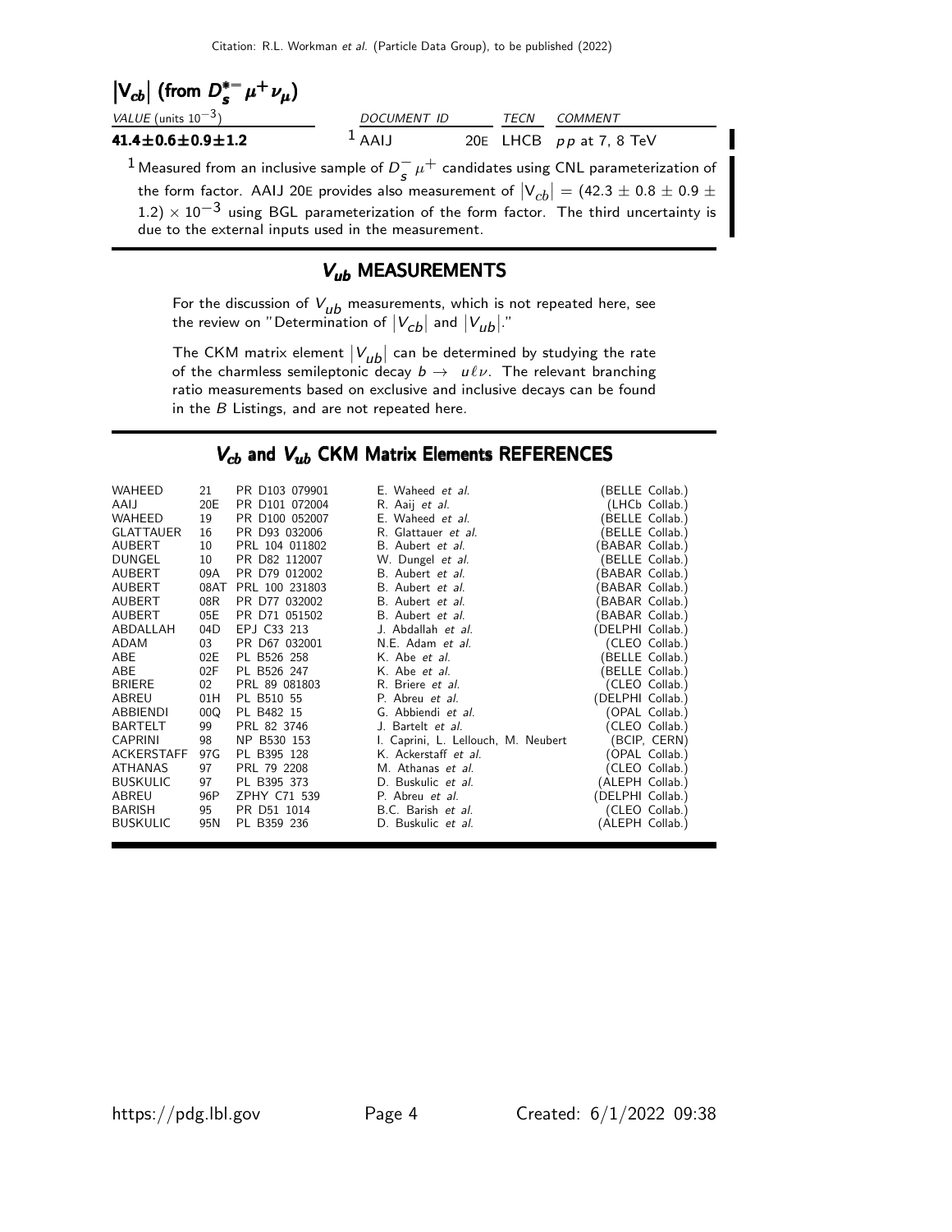## $|V_{cb}|$ (from $D_s^{*-} \mu^+ \nu_\mu$)

| VALUE (units $10^{-3}$) | DOCUMENT ID | | TECN | COMMENT |
|---|---|---|---|---|
| **41.4±0.6±0.9±1.2** | [1] AAIJ | 20E | LHCB | $pp$ at 7, 8 TeV |

[1] Measured from an inclusive sample of $D_s^- \mu^+$ candidates using CNL parameterization of the form factor. AAIJ 20E provides also measurement of $|V_{cb}| = (42.3 \pm 0.8 \pm 0.9 \pm 1.2) \times 10^{-3}$ using BGL parameterization of the form factor. The third uncertainty is due to the external inputs used in the measurement.

## $V_{ub}$ MEASUREMENTS

For the discussion of $V_{ub}$ measurements, which is not repeated here, see the review on "Determination of $|V_{cb}|$ and $|V_{ub}|$."

The CKM matrix element $|V_{ub}|$ can be determined by studying the rate of the charmless semileptonic decay $b \to u \ell \nu$. The relevant branching ratio measurements based on exclusive and inclusive decays can be found in the $B$ Listings, and are not repeated here.

## $V_{cb}$ and $V_{ub}$ CKM Matrix Elements REFERENCES

| | | | | |
|---|---|---|---|---|
| WAHEED | 21 | PR D103 079901 | E. Waheed *et al.* | (BELLE Collab.) |
| AAIJ | 20E | PR D101 072004 | R. Aaij *et al.* | (LHCb Collab.) |
| WAHEED | 19 | PR D100 052007 | E. Waheed *et al.* | (BELLE Collab.) |
| GLATTAUER | 16 | PR D93 032006 | R. Glattauer *et al.* | (BELLE Collab.) |
| AUBERT | 10 | PRL 104 011802 | B. Aubert *et al.* | (BABAR Collab.) |
| DUNGEL | 10 | PR D82 112007 | W. Dungel *et al.* | (BELLE Collab.) |
| AUBERT | 09A | PR D79 012002 | B. Aubert *et al.* | (BABAR Collab.) |
| AUBERT | 08AT | PRL 100 231803 | B. Aubert *et al.* | (BABAR Collab.) |
| AUBERT | 08R | PR D77 032002 | B. Aubert *et al.* | (BABAR Collab.) |
| AUBERT | 05E | PR D71 051502 | B. Aubert *et al.* | (BABAR Collab.) |
| ABDALLAH | 04D | EPJ C33 213 | J. Abdallah *et al.* | (DELPHI Collab.) |
| ADAM | 03 | PR D67 032001 | N.E. Adam *et al.* | (CLEO Collab.) |
| ABE | 02E | PL B526 258 | K. Abe *et al.* | (BELLE Collab.) |
| ABE | 02F | PL B526 247 | K. Abe *et al.* | (BELLE Collab.) |
| BRIERE | 02 | PRL 89 081803 | R. Briere *et al.* | (CLEO Collab.) |
| ABREU | 01H | PL B510 55 | P. Abreu *et al.* | (DELPHI Collab.) |
| ABBIENDI | 00Q | PL B482 15 | G. Abbiendi *et al.* | (OPAL Collab.) |
| BARTELT | 99 | PRL 82 3746 | J. Bartelt *et al.* | (CLEO Collab.) |
| CAPRINI | 98 | NP B530 153 | I. Caprini, L. Lellouch, M. Neubert | (BCIP, CERN) |
| ACKERSTAFF | 97G | PL B395 128 | K. Ackerstaff *et al.* | (OPAL Collab.) |
| ATHANAS | 97 | PRL 79 2208 | M. Athanas *et al.* | (CLEO Collab.) |
| BUSKULIC | 97 | PL B395 373 | D. Buskulic *et al.* | (ALEPH Collab.) |
| ABREU | 96P | ZPHY C71 539 | P. Abreu *et al.* | (DELPHI Collab.) |
| BARISH | 95 | PR D51 1014 | B.C. Barish *et al.* | (CLEO Collab.) |
| BUSKULIC | 95N | PL B359 236 | D. Buskulic *et al.* | (ALEPH Collab.) |